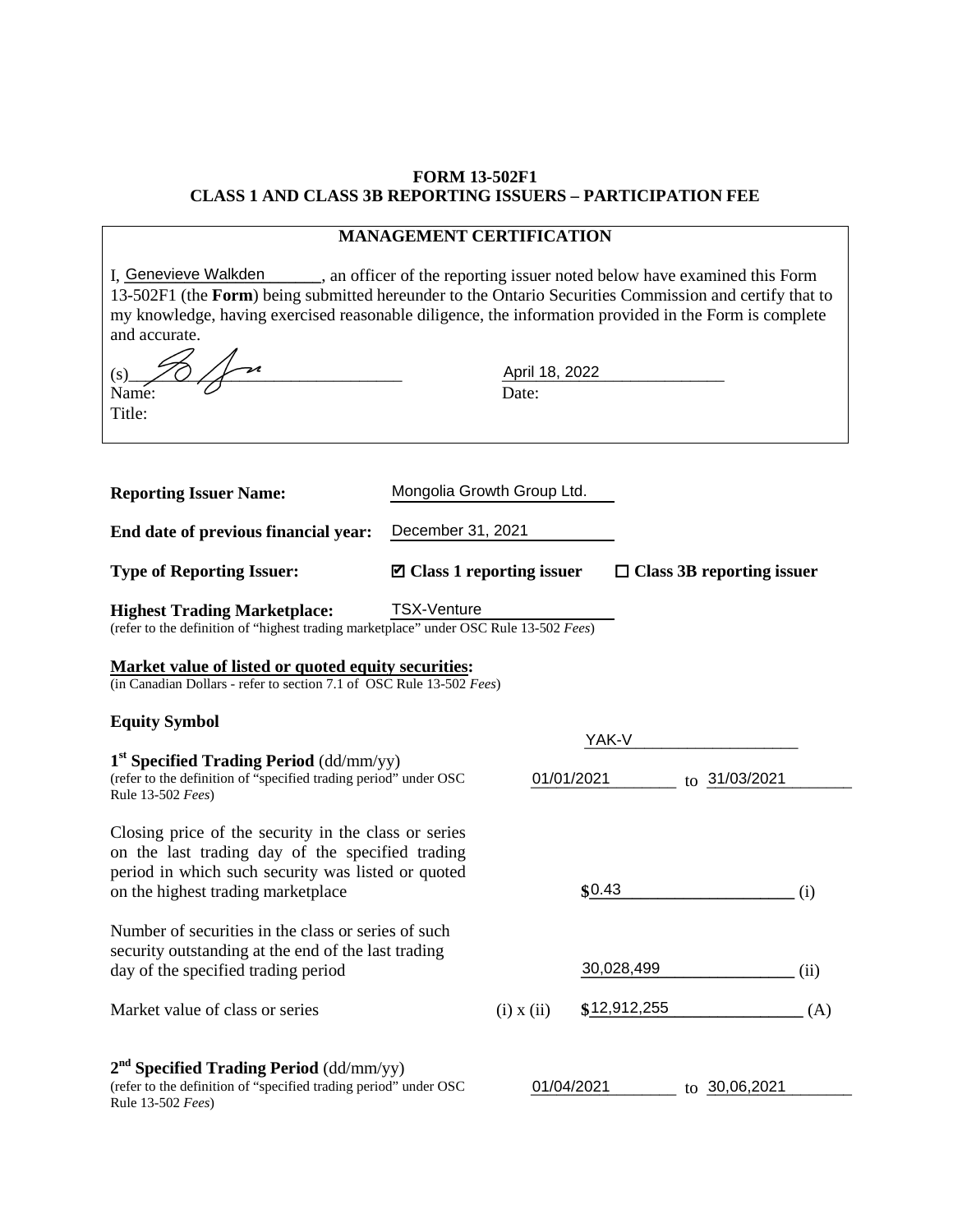**FORM 13-502F1**
**CLASS 1 AND CLASS 3B REPORTING ISSUERS – PARTICIPATION FEE**

**MANAGEMENT CERTIFICATION**

I, Genevieve Walkden, an officer of the reporting issuer noted below have examined this Form 13-502F1 (the **Form**) being submitted hereunder to the Ontario Securities Commission and certify that to my knowledge, having exercised reasonable diligence, the information provided in the Form is complete and accurate.

(s)____________________________ Date: April 18, 2022
Name:
Title:

**Reporting Issuer Name:** Mongolia Growth Group Ltd.

**End date of previous financial year:** December 31, 2021

**Type of Reporting Issuer:** ☑ **Class 1 reporting issuer** ☐ **Class 3B reporting issuer**

**Highest Trading Marketplace:** TSX-Venture
(refer to the definition of "highest trading marketplace" under OSC Rule 13-502 *Fees*)

**Market value of listed or quoted equity securities:**
(in Canadian Dollars - refer to section 7.1 of OSC Rule 13-502 *Fees*)

**Equity Symbol** YAK-V

**1st Specified Trading Period** (dd/mm/yy)
(refer to the definition of "specified trading period" under OSC Rule 13-502 *Fees*)
01/01/2021 to 31/03/2021

Closing price of the security in the class or series on the last trading day of the specified trading period in which such security was listed or quoted on the highest trading marketplace **$**0.43 (i)

Number of securities in the class or series of such security outstanding at the end of the last trading day of the specified trading period 30,028,499 (ii)

Market value of class or series (i) x (ii) **$**12,912,255 (A)

**2nd Specified Trading Period** (dd/mm/yy)
(refer to the definition of "specified trading period" under OSC Rule 13-502 *Fees*)
01/04/2021 to 30,06,2021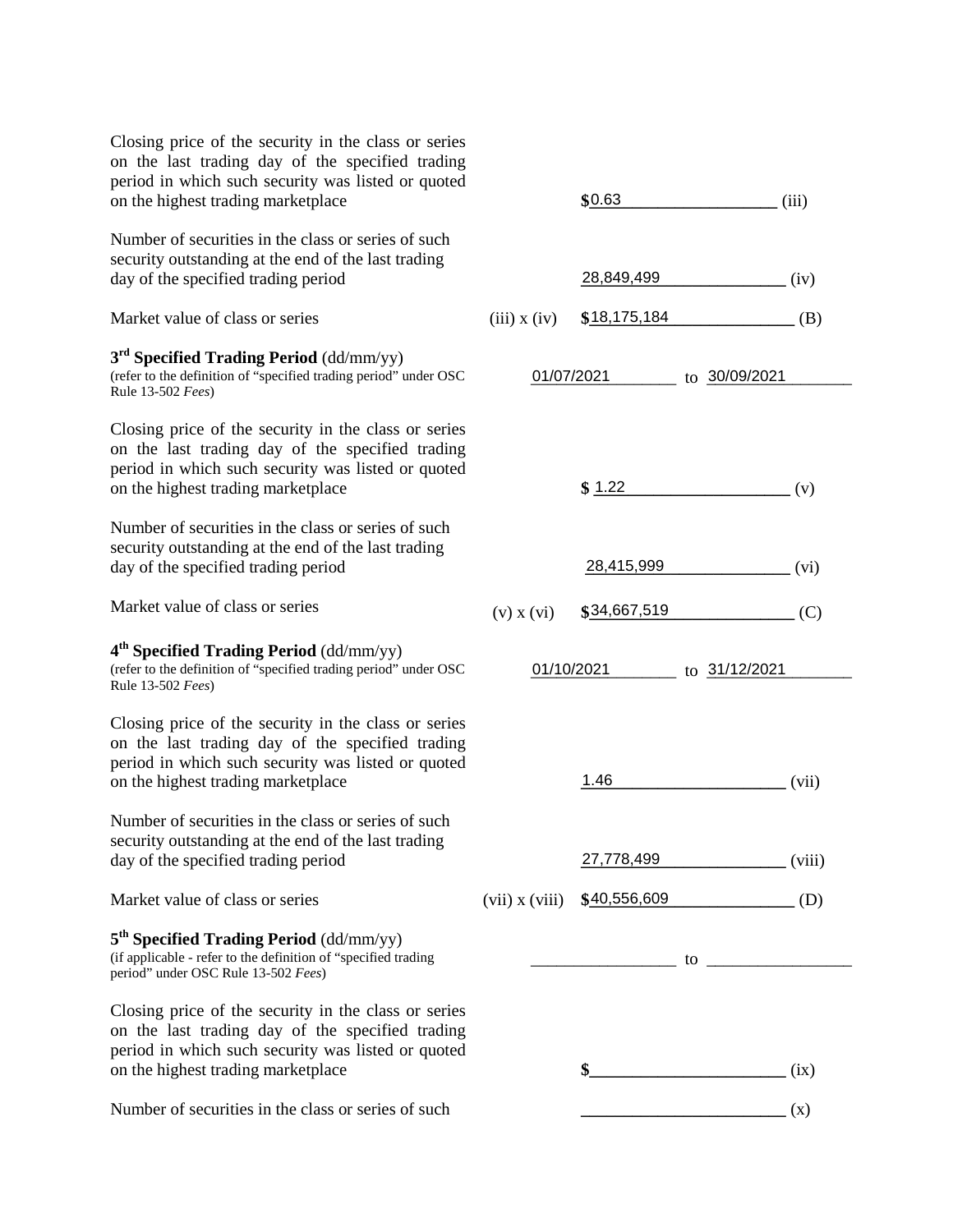| | | | |
|---|---|---|---|
| Closing price of the security in the class or series on the last trading day of the specified trading period in which such security was listed or quoted on the highest trading marketplace | | $0.63 | (iii) |
| Number of securities in the class or series of such security outstanding at the end of the last trading day of the specified trading period | | 28,849,499 | (iv) |
| Market value of class or series | (iii) x (iv) | $18,175,184 | (B) |
| **3rd Specified Trading Period** (dd/mm/yy) (refer to the definition of "specified trading period" under OSC Rule 13-502 *Fees*) | | 01/07/2021 to 30/09/2021 | |
| Closing price of the security in the class or series on the last trading day of the specified trading period in which such security was listed or quoted on the highest trading marketplace | | $ 1.22 | (v) |
| Number of securities in the class or series of such security outstanding at the end of the last trading day of the specified trading period | | 28,415,999 | (vi) |
| Market value of class or series | (v) x (vi) | $34,667,519 | (C) |
| **4th Specified Trading Period** (dd/mm/yy) (refer to the definition of "specified trading period" under OSC Rule 13-502 *Fees*) | | 01/10/2021 to 31/12/2021 | |
| Closing price of the security in the class or series on the last trading day of the specified trading period in which such security was listed or quoted on the highest trading marketplace | | 1.46 | (vii) |
| Number of securities in the class or series of such security outstanding at the end of the last trading day of the specified trading period | | 27,778,499 | (viii) |
| Market value of class or series | (vii) x (viii) | $40,556,609 | (D) |
| **5th Specified Trading Period** (dd/mm/yy) (if applicable - refer to the definition of "specified trading period" under OSC Rule 13-502 *Fees*) | | ____________ to ____________ | |
| Closing price of the security in the class or series on the last trading day of the specified trading period in which such security was listed or quoted on the highest trading marketplace | | $____________ | (ix) |
| Number of securities in the class or series of such | | ____________ | (x) |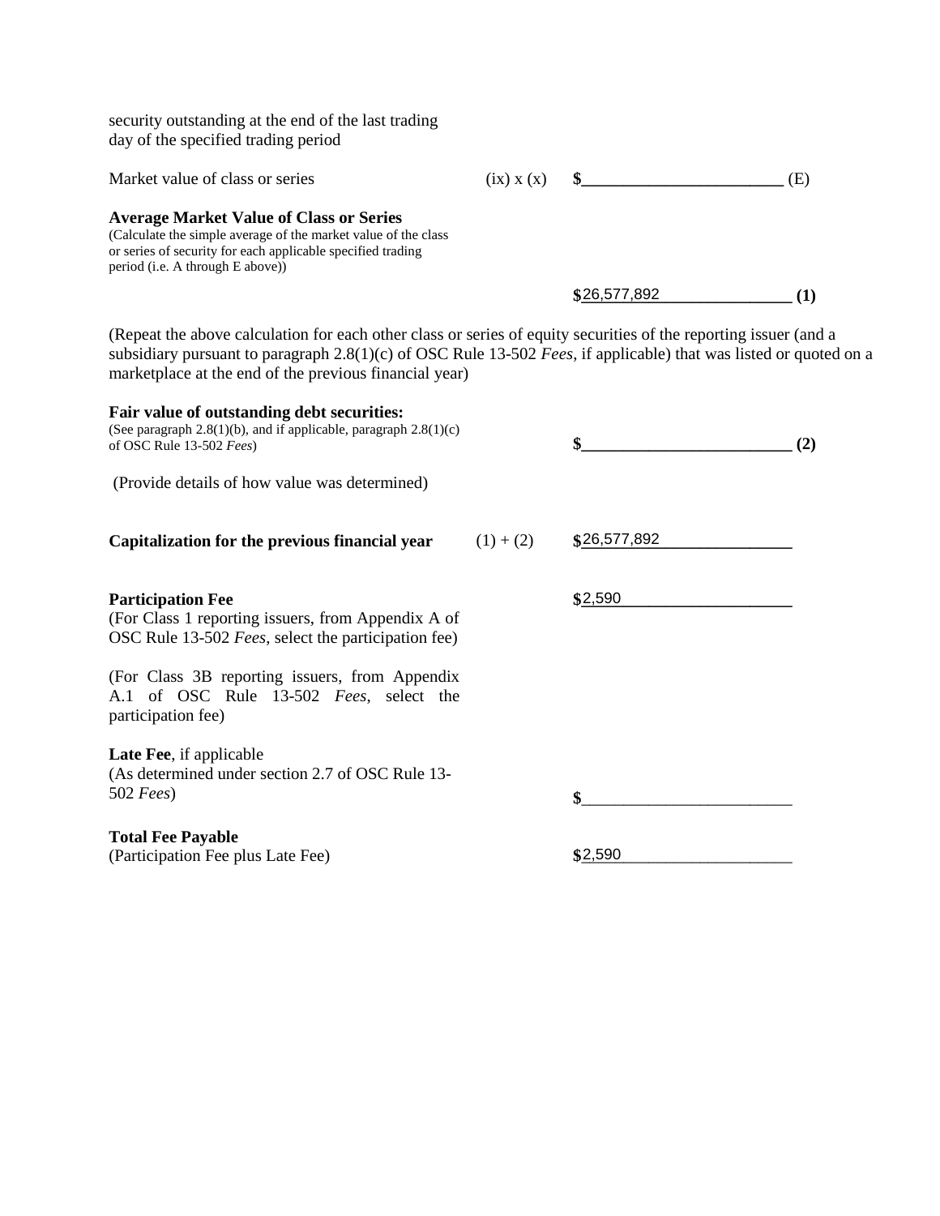security outstanding at the end of the last trading day of the specified trading period

| | | |
|---|---|---|
| Market value of class or series | (ix) x (x) | $________________________ (E) |

**Average Market Value of Class or Series**
(Calculate the simple average of the market value of the class or series of security for each applicable specified trading period (i.e. A through E above))

$26,577,892 **(1)**

(Repeat the above calculation for each other class or series of equity securities of the reporting issuer (and a subsidiary pursuant to paragraph 2.8(1)(c) of OSC Rule 13-502 *Fees*, if applicable) that was listed or quoted on a marketplace at the end of the previous financial year)

**Fair value of outstanding debt securities:**
(See paragraph 2.8(1)(b), and if applicable, paragraph 2.8(1)(c) of OSC Rule 13-502 *Fees*) $________________________ **(2)**

(Provide details of how value was determined)

| | | |
|---|---|---|
| **Capitalization for the previous financial year** | (1) + (2) | $26,577,892 |

**Participation Fee** $2,590
(For Class 1 reporting issuers, from Appendix A of OSC Rule 13-502 *Fees*, select the participation fee)

(For Class 3B reporting issuers, from Appendix A.1 of OSC Rule 13-502 *Fees*, select the participation fee)

**Late Fee**, if applicable
(As determined under section 2.7 of OSC Rule 13-502 *Fees*) $________________________

**Total Fee Payable**
(Participation Fee plus Late Fee) $2,590